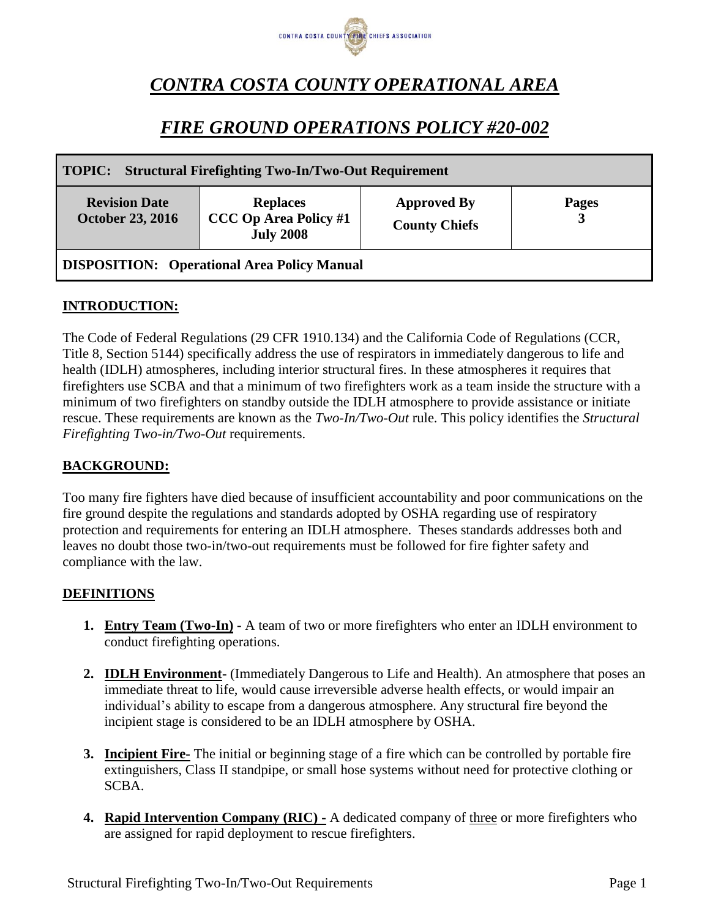CONTRA COSTA COUNTY FIRE CHIEFS ASSOCIATION

# *CONTRA COSTA COUNTY OPERATIONAL AREA*

## *FIRE GROUND OPERATIONS POLICY #20-002*

| **TOPIC: Structural Firefighting Two-In/Two-Out Requirement** | | | |
|---|---|---|---|
| **Revision Date** **October 23, 2016** | **Replaces** **CCC Op Area Policy #1** **July 2008** | **Approved By** **County Chiefs** | **Pages** **3** |
| **DISPOSITION: Operational Area Policy Manual** | | | |

### INTRODUCTION:

The Code of Federal Regulations (29 CFR 1910.134) and the California Code of Regulations (CCR, Title 8, Section 5144) specifically address the use of respirators in immediately dangerous to life and health (IDLH) atmospheres, including interior structural fires. In these atmospheres it requires that firefighters use SCBA and that a minimum of two firefighters work as a team inside the structure with a minimum of two firefighters on standby outside the IDLH atmosphere to provide assistance or initiate rescue. These requirements are known as the *Two-In/Two-Out* rule. This policy identifies the *Structural Firefighting Two-in/Two-Out* requirements.

### BACKGROUND:

Too many fire fighters have died because of insufficient accountability and poor communications on the fire ground despite the regulations and standards adopted by OSHA regarding use of respiratory protection and requirements for entering an IDLH atmosphere. Theses standards addresses both and leaves no doubt those two-in/two-out requirements must be followed for fire fighter safety and compliance with the law.

### DEFINITIONS

1. **Entry Team (Two-In) -** A team of two or more firefighters who enter an IDLH environment to conduct firefighting operations.
2. **IDLH Environment-** (Immediately Dangerous to Life and Health). An atmosphere that poses an immediate threat to life, would cause irreversible adverse health effects, or would impair an individual's ability to escape from a dangerous atmosphere. Any structural fire beyond the incipient stage is considered to be an IDLH atmosphere by OSHA.
3. **Incipient Fire-** The initial or beginning stage of a fire which can be controlled by portable fire extinguishers, Class II standpipe, or small hose systems without need for protective clothing or SCBA.
4. **Rapid Intervention Company (RIC) -** A dedicated company of three or more firefighters who are assigned for rapid deployment to rescue firefighters.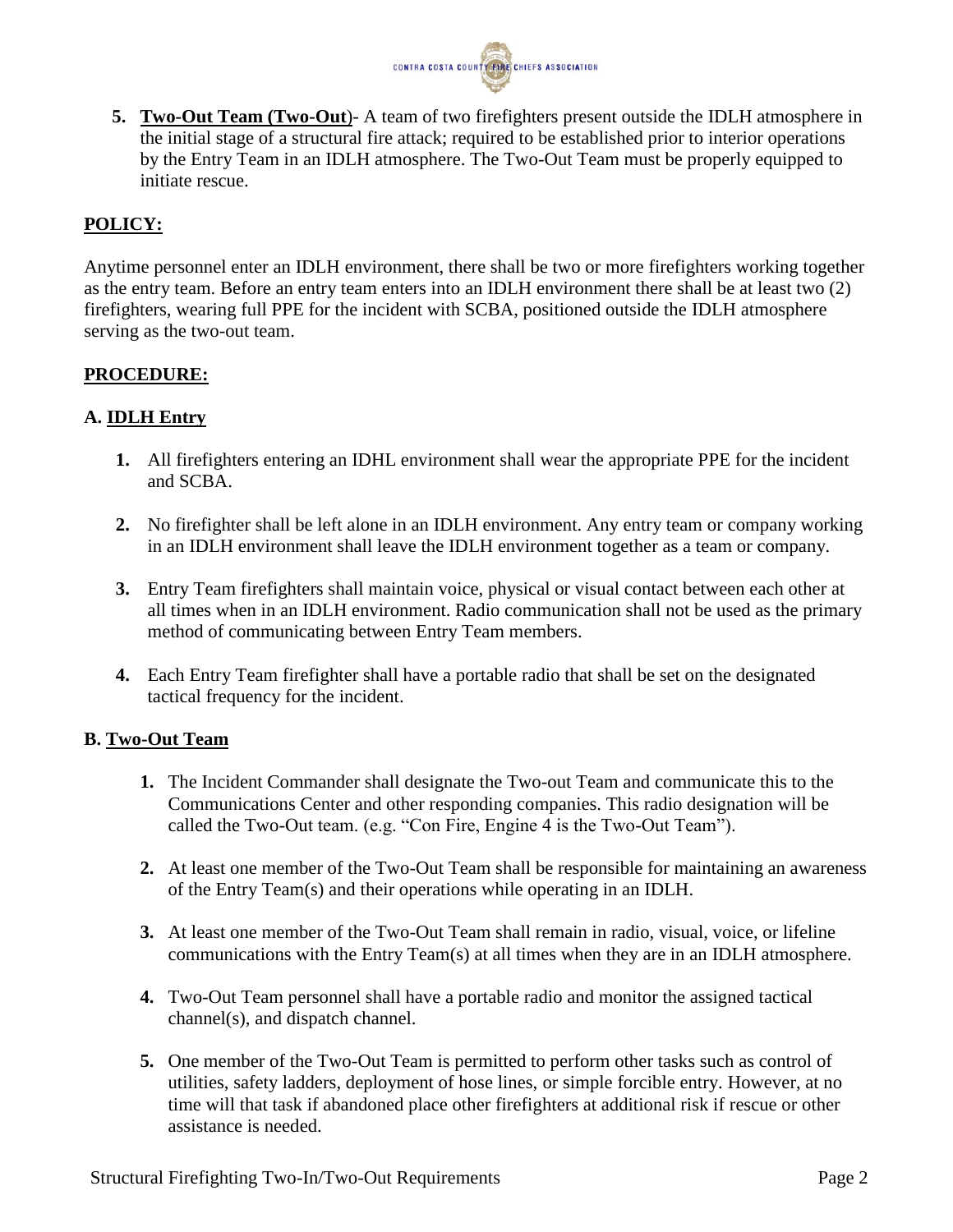5. **Two-Out Team (Two-Out)**- A team of two firefighters present outside the IDLH atmosphere in the initial stage of a structural fire attack; required to be established prior to interior operations by the Entry Team in an IDLH atmosphere. The Two-Out Team must be properly equipped to initiate rescue.

## POLICY:

Anytime personnel enter an IDLH environment, there shall be two or more firefighters working together as the entry team. Before an entry team enters into an IDLH environment there shall be at least two (2) firefighters, wearing full PPE for the incident with SCBA, positioned outside the IDLH atmosphere serving as the two-out team.

## PROCEDURE:

### A. IDLH Entry

1. All firefighters entering an IDHL environment shall wear the appropriate PPE for the incident and SCBA.

2. No firefighter shall be left alone in an IDLH environment. Any entry team or company working in an IDLH environment shall leave the IDLH environment together as a team or company.

3. Entry Team firefighters shall maintain voice, physical or visual contact between each other at all times when in an IDLH environment. Radio communication shall not be used as the primary method of communicating between Entry Team members.

4. Each Entry Team firefighter shall have a portable radio that shall be set on the designated tactical frequency for the incident.

### B. Two-Out Team

1. The Incident Commander shall designate the Two-out Team and communicate this to the Communications Center and other responding companies. This radio designation will be called the Two-Out team. (e.g. "Con Fire, Engine 4 is the Two-Out Team").

2. At least one member of the Two-Out Team shall be responsible for maintaining an awareness of the Entry Team(s) and their operations while operating in an IDLH.

3. At least one member of the Two-Out Team shall remain in radio, visual, voice, or lifeline communications with the Entry Team(s) at all times when they are in an IDLH atmosphere.

4. Two-Out Team personnel shall have a portable radio and monitor the assigned tactical channel(s), and dispatch channel.

5. One member of the Two-Out Team is permitted to perform other tasks such as control of utilities, safety ladders, deployment of hose lines, or simple forcible entry. However, at no time will that task if abandoned place other firefighters at additional risk if rescue or other assistance is needed.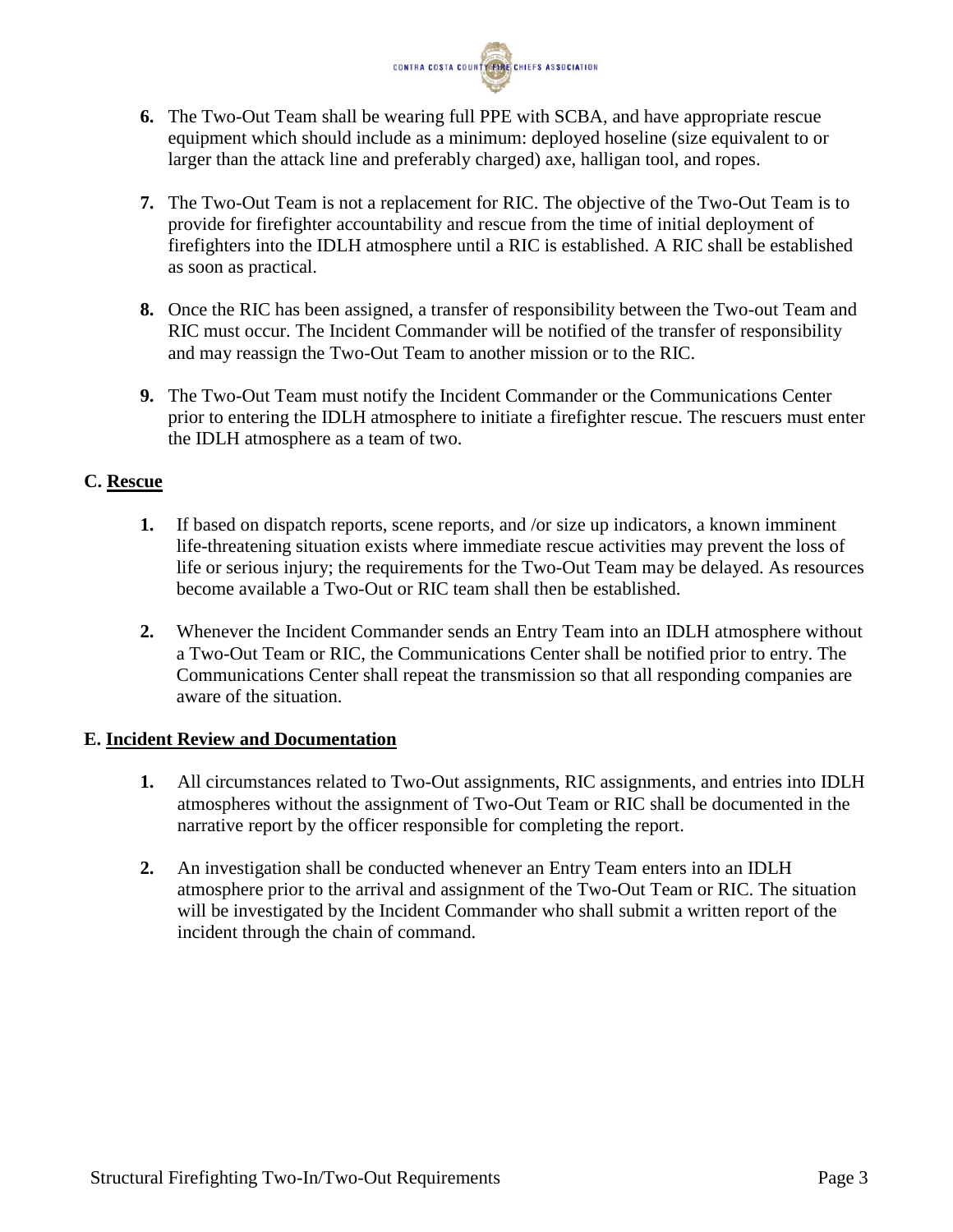6. The Two-Out Team shall be wearing full PPE with SCBA, and have appropriate rescue equipment which should include as a minimum: deployed hoseline (size equivalent to or larger than the attack line and preferably charged) axe, halligan tool, and ropes.

7. The Two-Out Team is not a replacement for RIC. The objective of the Two-Out Team is to provide for firefighter accountability and rescue from the time of initial deployment of firefighters into the IDLH atmosphere until a RIC is established. A RIC shall be established as soon as practical.

8. Once the RIC has been assigned, a transfer of responsibility between the Two-out Team and RIC must occur. The Incident Commander will be notified of the transfer of responsibility and may reassign the Two-Out Team to another mission or to the RIC.

9. The Two-Out Team must notify the Incident Commander or the Communications Center prior to entering the IDLH atmosphere to initiate a firefighter rescue. The rescuers must enter the IDLH atmosphere as a team of two.

## C. Rescue

1. If based on dispatch reports, scene reports, and /or size up indicators, a known imminent life-threatening situation exists where immediate rescue activities may prevent the loss of life or serious injury; the requirements for the Two-Out Team may be delayed. As resources become available a Two-Out or RIC team shall then be established.

2. Whenever the Incident Commander sends an Entry Team into an IDLH atmosphere without a Two-Out Team or RIC, the Communications Center shall be notified prior to entry. The Communications Center shall repeat the transmission so that all responding companies are aware of the situation.

## E. Incident Review and Documentation

1. All circumstances related to Two-Out assignments, RIC assignments, and entries into IDLH atmospheres without the assignment of Two-Out Team or RIC shall be documented in the narrative report by the officer responsible for completing the report.

2. An investigation shall be conducted whenever an Entry Team enters into an IDLH atmosphere prior to the arrival and assignment of the Two-Out Team or RIC. The situation will be investigated by the Incident Commander who shall submit a written report of the incident through the chain of command.